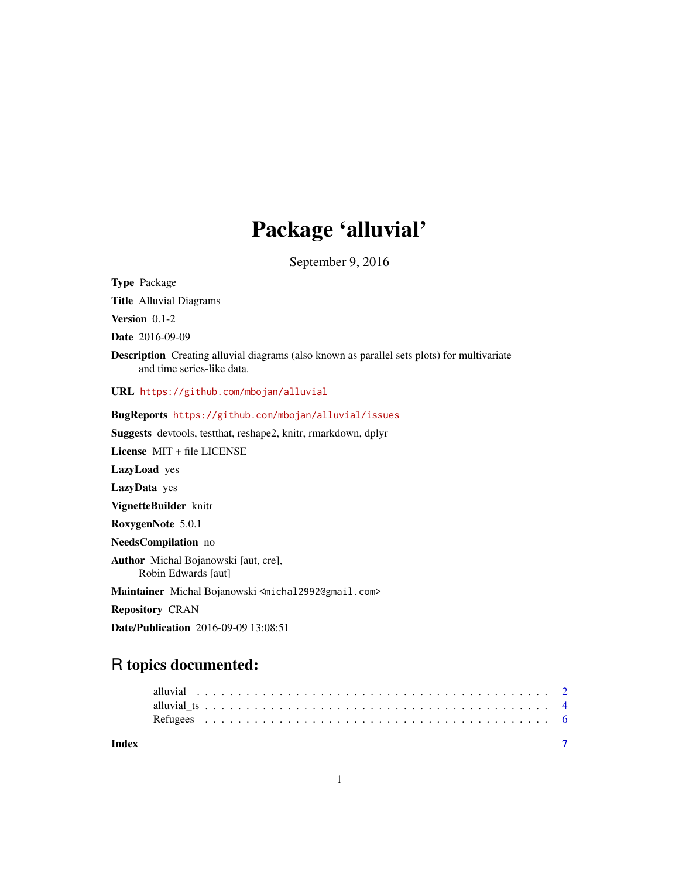# Package 'alluvial'

September 9, 2016

**Type** Package

**Title** Alluvial Diagrams

**Version** 0.1-2

**Date** 2016-09-09

**Description** Creating alluvial diagrams (also known as parallel sets plots) for multivariate and time series-like data.

**URL** https://github.com/mbojan/alluvial

**BugReports** https://github.com/mbojan/alluvial/issues

**Suggests** devtools, testthat, reshape2, knitr, rmarkdown, dplyr

**License** MIT + file LICENSE

**LazyLoad** yes

**LazyData** yes

**VignetteBuilder** knitr

**RoxygenNote** 5.0.1

**NeedsCompilation** no

**Author** Michal Bojanowski [aut, cre], Robin Edwards [aut]

**Maintainer** Michal Bojanowski <michal2992@gmail.com>

**Repository** CRAN

**Date/Publication** 2016-09-09 13:08:51

## R topics documented:

- alluvial . . . . . . . . . . . . . . . . . . . . . . . . . . . . . . . . . . . . . . . . . 2
- alluvial_ts . . . . . . . . . . . . . . . . . . . . . . . . . . . . . . . . . . . . . . . 4
- Refugees . . . . . . . . . . . . . . . . . . . . . . . . . . . . . . . . . . . . . . . . 6

**Index** 7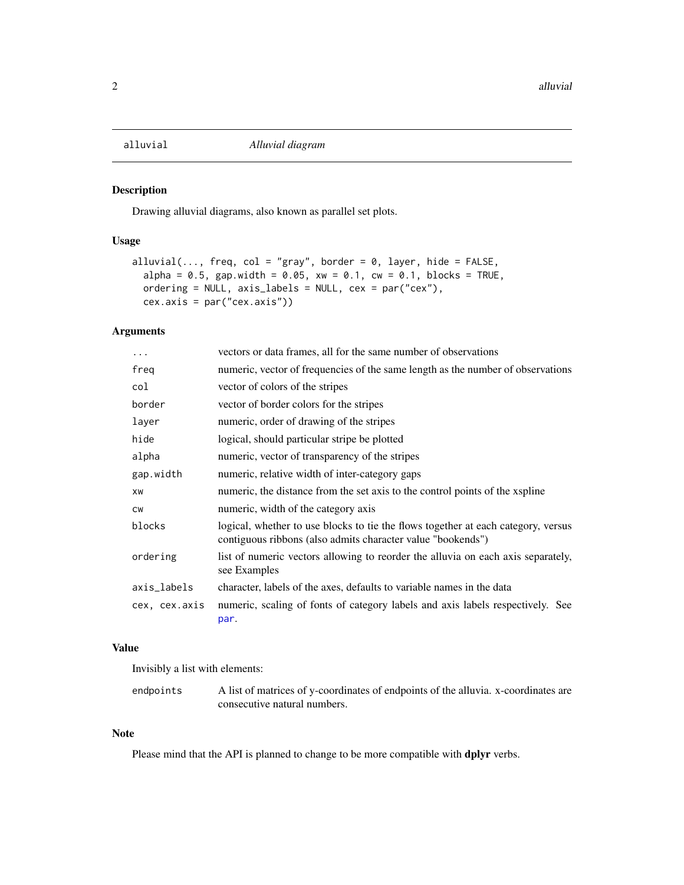`alluvial` *Alluvial diagram*

## Description

Drawing alluvial diagrams, also known as parallel set plots.

## Usage

```
alluvial(..., freq, col = "gray", border = 0, layer, hide = FALSE,
  alpha = 0.5, gap.width = 0.05, xw = 0.1, cw = 0.1, blocks = TRUE,
  ordering = NULL, axis_labels = NULL, cex = par("cex"),
  cex.axis = par("cex.axis"))
```

## Arguments

| | |
|---|---|
| `...` | vectors or data frames, all for the same number of observations |
| `freq` | numeric, vector of frequencies of the same length as the number of observations |
| `col` | vector of colors of the stripes |
| `border` | vector of border colors for the stripes |
| `layer` | numeric, order of drawing of the stripes |
| `hide` | logical, should particular stripe be plotted |
| `alpha` | numeric, vector of transparency of the stripes |
| `gap.width` | numeric, relative width of inter-category gaps |
| `xw` | numeric, the distance from the set axis to the control points of the xspline |
| `cw` | numeric, width of the category axis |
| `blocks` | logical, whether to use blocks to tie the flows together at each category, versus contiguous ribbons (also admits character value "bookends") |
| `ordering` | list of numeric vectors allowing to reorder the alluvia on each axis separately, see Examples |
| `axis_labels` | character, labels of the axes, defaults to variable names in the data |
| `cex, cex.axis` | numeric, scaling of fonts of category labels and axis labels respectively. See `par`. |

## Value

Invisibly a list with elements:

| | |
|---|---|
| `endpoints` | A list of matrices of y-coordinates of endpoints of the alluvia. x-coordinates are consecutive natural numbers. |

## Note

Please mind that the API is planned to change to be more compatible with **dplyr** verbs.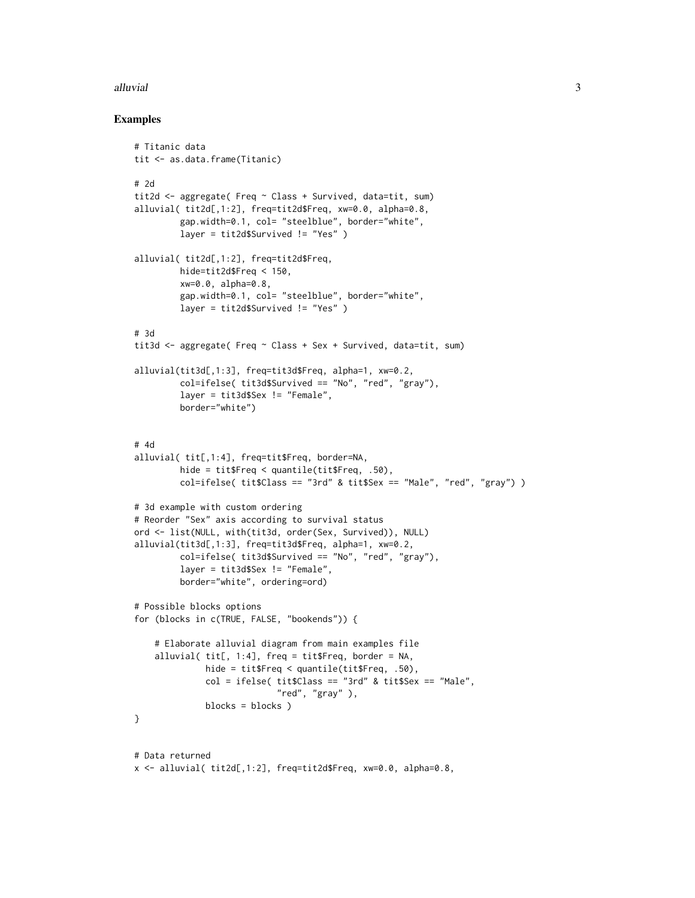## Examples

```
# Titanic data
tit <- as.data.frame(Titanic)

# 2d
tit2d <- aggregate( Freq ~ Class + Survived, data=tit, sum)
alluvial( tit2d[,1:2], freq=tit2d$Freq, xw=0.0, alpha=0.8,
         gap.width=0.1, col= "steelblue", border="white",
         layer = tit2d$Survived != "Yes" )

alluvial( tit2d[,1:2], freq=tit2d$Freq,
         hide=tit2d$Freq < 150,
         xw=0.0, alpha=0.8,
         gap.width=0.1, col= "steelblue", border="white",
         layer = tit2d$Survived != "Yes" )

# 3d
tit3d <- aggregate( Freq ~ Class + Sex + Survived, data=tit, sum)

alluvial(tit3d[,1:3], freq=tit3d$Freq, alpha=1, xw=0.2,
         col=ifelse( tit3d$Survived == "No", "red", "gray"),
         layer = tit3d$Sex != "Female",
         border="white")


# 4d
alluvial( tit[,1:4], freq=tit$Freq, border=NA,
         hide = tit$Freq < quantile(tit$Freq, .50),
         col=ifelse( tit$Class == "3rd" & tit$Sex == "Male", "red", "gray") )

# 3d example with custom ordering
# Reorder "Sex" axis according to survival status
ord <- list(NULL, with(tit3d, order(Sex, Survived)), NULL)
alluvial(tit3d[,1:3], freq=tit3d$Freq, alpha=1, xw=0.2,
         col=ifelse( tit3d$Survived == "No", "red", "gray"),
         layer = tit3d$Sex != "Female",
         border="white", ordering=ord)

# Possible blocks options
for (blocks in c(TRUE, FALSE, "bookends")) {

    # Elaborate alluvial diagram from main examples file
    alluvial( tit[, 1:4], freq = tit$Freq, border = NA,
              hide = tit$Freq < quantile(tit$Freq, .50),
              col = ifelse( tit$Class == "3rd" & tit$Sex == "Male",
                            "red", "gray" ),
              blocks = blocks )
}


# Data returned
x <- alluvial( tit2d[,1:2], freq=tit2d$Freq, xw=0.0, alpha=0.8,
```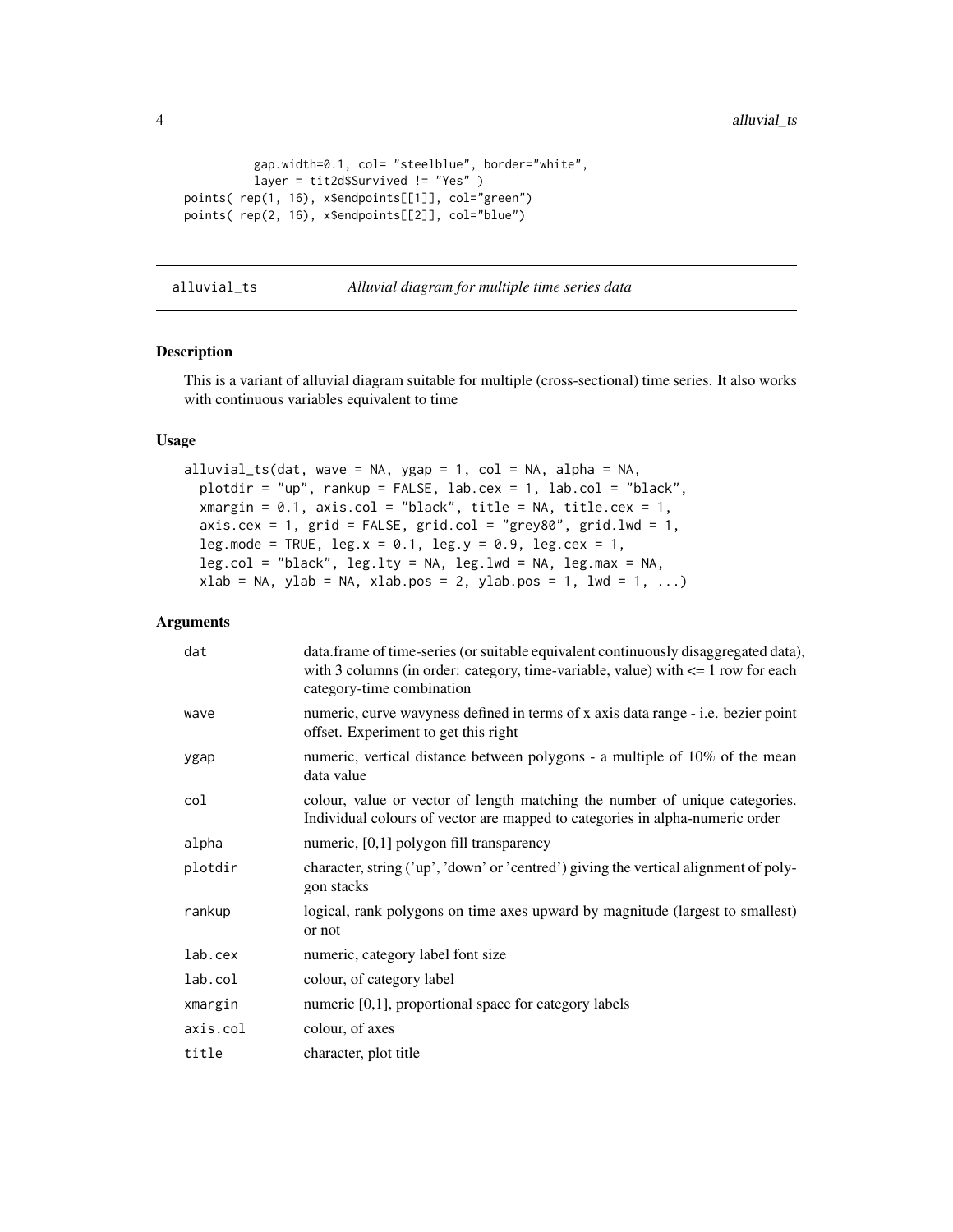```
          gap.width=0.1, col= "steelblue", border="white",
          layer = tit2d$Survived != "Yes" )
points( rep(1, 16), x$endpoints[[1]], col="green")
points( rep(2, 16), x$endpoints[[2]], col="blue")
```

---

## alluvial_ts — *Alluvial diagram for multiple time series data*

---

### Description

This is a variant of alluvial diagram suitable for multiple (cross-sectional) time series. It also works with continuous variables equivalent to time

### Usage

```
alluvial_ts(dat, wave = NA, ygap = 1, col = NA, alpha = NA,
  plotdir = "up", rankup = FALSE, lab.cex = 1, lab.col = "black",
  xmargin = 0.1, axis.col = "black", title = NA, title.cex = 1,
  axis.cex = 1, grid = FALSE, grid.col = "grey80", grid.lwd = 1,
  leg.mode = TRUE, leg.x = 0.1, leg.y = 0.9, leg.cex = 1,
  leg.col = "black", leg.lty = NA, leg.lwd = NA, leg.max = NA,
  xlab = NA, ylab = NA, xlab.pos = 2, ylab.pos = 1, lwd = 1, ...)
```

### Arguments

| Argument | Description |
|---|---|
| `dat` | data.frame of time-series (or suitable equivalent continuously disaggregated data), with 3 columns (in order: category, time-variable, value) with <= 1 row for each category-time combination |
| `wave` | numeric, curve wavyness defined in terms of x axis data range - i.e. bezier point offset. Experiment to get this right |
| `ygap` | numeric, vertical distance between polygons - a multiple of 10% of the mean data value |
| `col` | colour, value or vector of length matching the number of unique categories. Individual colours of vector are mapped to categories in alpha-numeric order |
| `alpha` | numeric, [0,1] polygon fill transparency |
| `plotdir` | character, string ('up', 'down' or 'centred') giving the vertical alignment of polygon stacks |
| `rankup` | logical, rank polygons on time axes upward by magnitude (largest to smallest) or not |
| `lab.cex` | numeric, category label font size |
| `lab.col` | colour, of category label |
| `xmargin` | numeric [0,1], proportional space for category labels |
| `axis.col` | colour, of axes |
| `title` | character, plot title |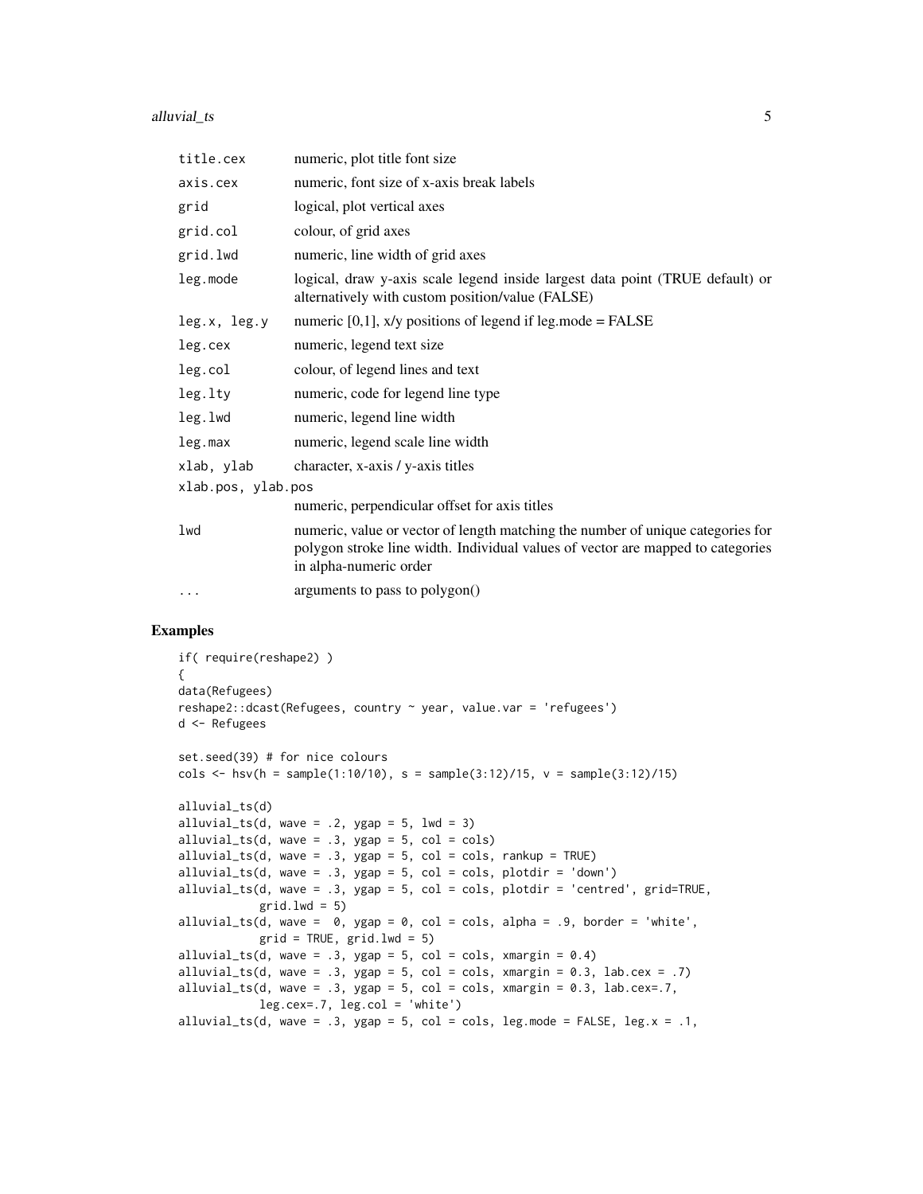| | |
|---|---|
| title.cex | numeric, plot title font size |
| axis.cex | numeric, font size of x-axis break labels |
| grid | logical, plot vertical axes |
| grid.col | colour, of grid axes |
| grid.lwd | numeric, line width of grid axes |
| leg.mode | logical, draw y-axis scale legend inside largest data point (TRUE default) or alternatively with custom position/value (FALSE) |
| leg.x, leg.y | numeric [0,1], x/y positions of legend if leg.mode = FALSE |
| leg.cex | numeric, legend text size |
| leg.col | colour, of legend lines and text |
| leg.lty | numeric, code for legend line type |
| leg.lwd | numeric, legend line width |
| leg.max | numeric, legend scale line width |
| xlab, ylab | character, x-axis / y-axis titles |
| xlab.pos, ylab.pos | numeric, perpendicular offset for axis titles |
| lwd | numeric, value or vector of length matching the number of unique categories for polygon stroke line width. Individual values of vector are mapped to categories in alpha-numeric order |
| ... | arguments to pass to polygon() |

## Examples

```
if( require(reshape2) )
{
data(Refugees)
reshape2::dcast(Refugees, country ~ year, value.var = 'refugees')
d <- Refugees

set.seed(39) # for nice colours
cols <- hsv(h = sample(1:10/10), s = sample(3:12)/15, v = sample(3:12)/15)

alluvial_ts(d)
alluvial_ts(d, wave = .2, ygap = 5, lwd = 3)
alluvial_ts(d, wave = .3, ygap = 5, col = cols)
alluvial_ts(d, wave = .3, ygap = 5, col = cols, rankup = TRUE)
alluvial_ts(d, wave = .3, ygap = 5, col = cols, plotdir = 'down')
alluvial_ts(d, wave = .3, ygap = 5, col = cols, plotdir = 'centred', grid=TRUE,
            grid.lwd = 5)
alluvial_ts(d, wave =  0, ygap = 0, col = cols, alpha = .9, border = 'white',
            grid = TRUE, grid.lwd = 5)
alluvial_ts(d, wave = .3, ygap = 5, col = cols, xmargin = 0.4)
alluvial_ts(d, wave = .3, ygap = 5, col = cols, xmargin = 0.3, lab.cex = .7)
alluvial_ts(d, wave = .3, ygap = 5, col = cols, xmargin = 0.3, lab.cex=.7,
            leg.cex=.7, leg.col = 'white')
alluvial_ts(d, wave = .3, ygap = 5, col = cols, leg.mode = FALSE, leg.x = .1,
```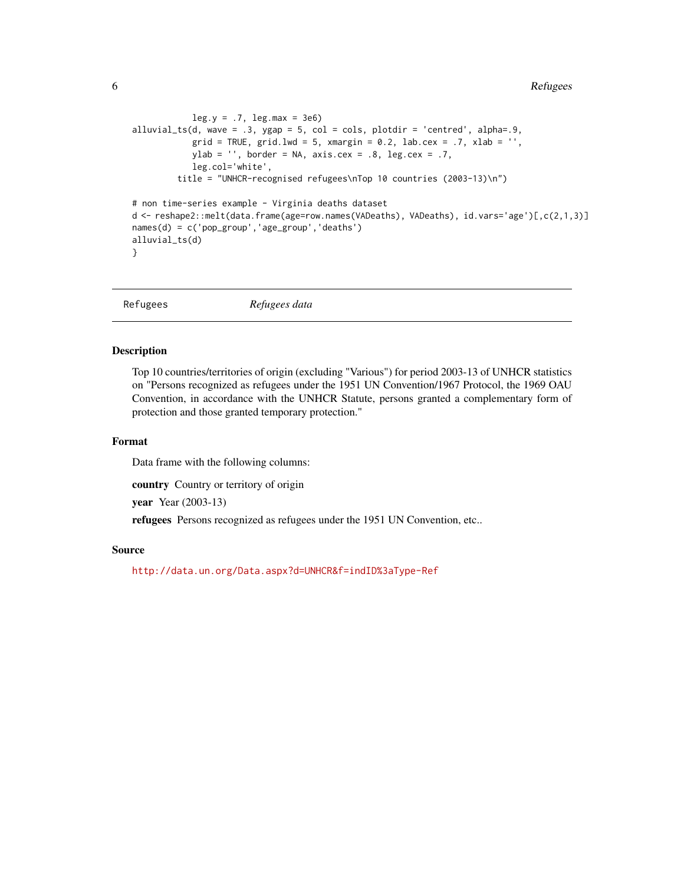```
            leg.y = .7, leg.max = 3e6)
alluvial_ts(d, wave = .3, ygap = 5, col = cols, plotdir = 'centred', alpha=.9,
            grid = TRUE, grid.lwd = 5, xmargin = 0.2, lab.cex = .7, xlab = '',
            ylab = '', border = NA, axis.cex = .8, leg.cex = .7,
            leg.col='white',
         title = "UNHCR-recognised refugees\nTop 10 countries (2003-13)\n")

# non time-series example - Virginia deaths dataset
d <- reshape2::melt(data.frame(age=row.names(VADeaths), VADeaths), id.vars='age')[,c(2,1,3)]
names(d) = c('pop_group','age_group','deaths')
alluvial_ts(d)
}
```

---

Refugees    *Refugees data*

---

## Description

Top 10 countries/territories of origin (excluding "Various") for period 2003-13 of UNHCR statistics on "Persons recognized as refugees under the 1951 UN Convention/1967 Protocol, the 1969 OAU Convention, in accordance with the UNHCR Statute, persons granted a complementary form of protection and those granted temporary protection."

## Format

Data frame with the following columns:

**country** Country or territory of origin

**year** Year (2003-13)

**refugees** Persons recognized as refugees under the 1951 UN Convention, etc..

## Source

http://data.un.org/Data.aspx?d=UNHCR&f=indID%3aType-Ref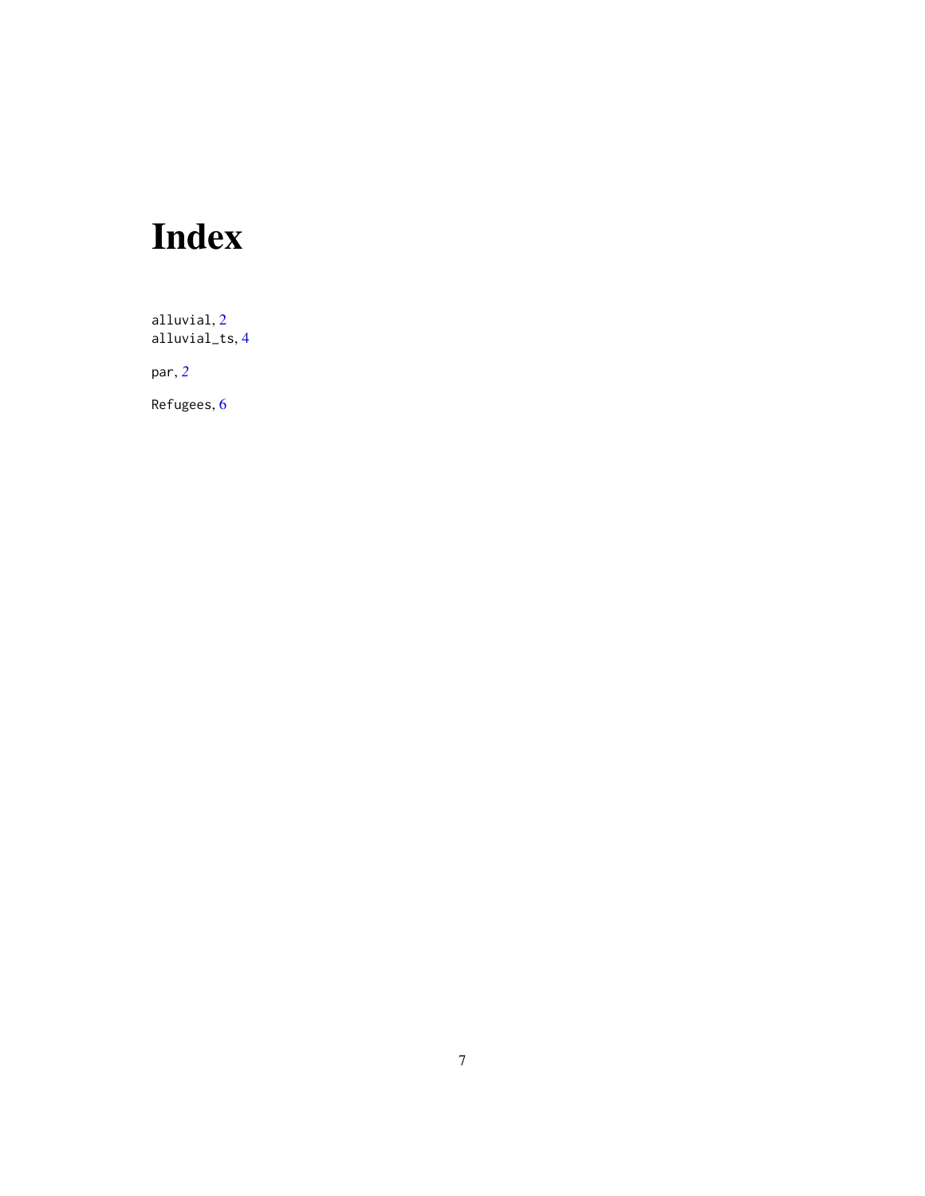# Index

alluvial, 2
alluvial_ts, 4

par, *2*

Refugees, 6